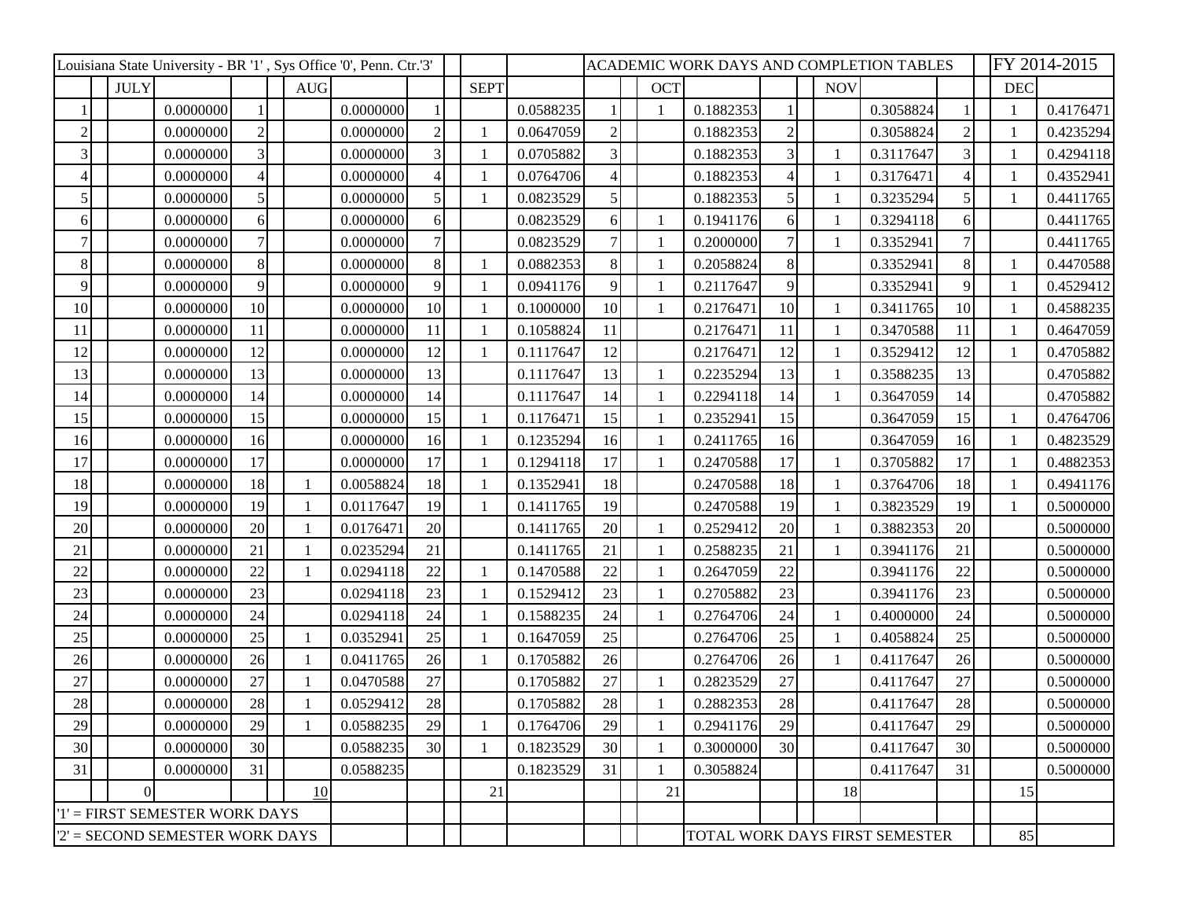| Louisiana State University - BR '1' , Sys Office '0', Penn. Ctr.'3' | | | | | | | | | ACADEMIC WORK DAYS AND COMPLETION TABLES | | | | | | | FY 2014-2015 | |
|---|---|---|---|---|---|---|---|---|---|---|---|---|---|---|---|---|---|
| | JULY | | | AUG | | | SEPT | | | OCT | | | NOV | | | DEC | |
| 1 | | 0.0000000 | 1 | | 0.0000000 | 1 | | 0.0588235 | 1 | 1 | 0.1882353 | 1 | | 0.3058824 | 1 | 1 | 0.4176471 |
| 2 | | 0.0000000 | 2 | | 0.0000000 | 2 | 1 | 0.0647059 | 2 | | 0.1882353 | 2 | | 0.3058824 | 2 | 1 | 0.4235294 |
| 3 | | 0.0000000 | 3 | | 0.0000000 | 3 | 1 | 0.0705882 | 3 | | 0.1882353 | 3 | 1 | 0.3117647 | 3 | 1 | 0.4294118 |
| 4 | | 0.0000000 | 4 | | 0.0000000 | 4 | 1 | 0.0764706 | 4 | | 0.1882353 | 4 | 1 | 0.3176471 | 4 | 1 | 0.4352941 |
| 5 | | 0.0000000 | 5 | | 0.0000000 | 5 | 1 | 0.0823529 | 5 | | 0.1882353 | 5 | 1 | 0.3235294 | 5 | 1 | 0.4411765 |
| 6 | | 0.0000000 | 6 | | 0.0000000 | 6 | | 0.0823529 | 6 | 1 | 0.1941176 | 6 | 1 | 0.3294118 | 6 | | 0.4411765 |
| 7 | | 0.0000000 | 7 | | 0.0000000 | 7 | | 0.0823529 | 7 | 1 | 0.2000000 | 7 | 1 | 0.3352941 | 7 | | 0.4411765 |
| 8 | | 0.0000000 | 8 | | 0.0000000 | 8 | 1 | 0.0882353 | 8 | 1 | 0.2058824 | 8 | | 0.3352941 | 8 | 1 | 0.4470588 |
| 9 | | 0.0000000 | 9 | | 0.0000000 | 9 | 1 | 0.0941176 | 9 | 1 | 0.2117647 | 9 | | 0.3352941 | 9 | 1 | 0.4529412 |
| 10 | | 0.0000000 | 10 | | 0.0000000 | 10 | 1 | 0.1000000 | 10 | 1 | 0.2176471 | 10 | 1 | 0.3411765 | 10 | 1 | 0.4588235 |
| 11 | | 0.0000000 | 11 | | 0.0000000 | 11 | 1 | 0.1058824 | 11 | | 0.2176471 | 11 | 1 | 0.3470588 | 11 | 1 | 0.4647059 |
| 12 | | 0.0000000 | 12 | | 0.0000000 | 12 | 1 | 0.1117647 | 12 | | 0.2176471 | 12 | 1 | 0.3529412 | 12 | 1 | 0.4705882 |
| 13 | | 0.0000000 | 13 | | 0.0000000 | 13 | | 0.1117647 | 13 | 1 | 0.2235294 | 13 | 1 | 0.3588235 | 13 | | 0.4705882 |
| 14 | | 0.0000000 | 14 | | 0.0000000 | 14 | | 0.1117647 | 14 | 1 | 0.2294118 | 14 | 1 | 0.3647059 | 14 | | 0.4705882 |
| 15 | | 0.0000000 | 15 | | 0.0000000 | 15 | 1 | 0.1176471 | 15 | 1 | 0.2352941 | 15 | | 0.3647059 | 15 | 1 | 0.4764706 |
| 16 | | 0.0000000 | 16 | | 0.0000000 | 16 | 1 | 0.1235294 | 16 | 1 | 0.2411765 | 16 | | 0.3647059 | 16 | 1 | 0.4823529 |
| 17 | | 0.0000000 | 17 | | 0.0000000 | 17 | 1 | 0.1294118 | 17 | 1 | 0.2470588 | 17 | 1 | 0.3705882 | 17 | 1 | 0.4882353 |
| 18 | | 0.0000000 | 18 | 1 | 0.0058824 | 18 | 1 | 0.1352941 | 18 | | 0.2470588 | 18 | 1 | 0.3764706 | 18 | 1 | 0.4941176 |
| 19 | | 0.0000000 | 19 | 1 | 0.0117647 | 19 | 1 | 0.1411765 | 19 | | 0.2470588 | 19 | 1 | 0.3823529 | 19 | 1 | 0.5000000 |
| 20 | | 0.0000000 | 20 | 1 | 0.0176471 | 20 | | 0.1411765 | 20 | 1 | 0.2529412 | 20 | 1 | 0.3882353 | 20 | | 0.5000000 |
| 21 | | 0.0000000 | 21 | 1 | 0.0235294 | 21 | | 0.1411765 | 21 | 1 | 0.2588235 | 21 | 1 | 0.3941176 | 21 | | 0.5000000 |
| 22 | | 0.0000000 | 22 | 1 | 0.0294118 | 22 | 1 | 0.1470588 | 22 | 1 | 0.2647059 | 22 | | 0.3941176 | 22 | | 0.5000000 |
| 23 | | 0.0000000 | 23 | | 0.0294118 | 23 | 1 | 0.1529412 | 23 | 1 | 0.2705882 | 23 | | 0.3941176 | 23 | | 0.5000000 |
| 24 | | 0.0000000 | 24 | | 0.0294118 | 24 | 1 | 0.1588235 | 24 | 1 | 0.2764706 | 24 | 1 | 0.4000000 | 24 | | 0.5000000 |
| 25 | | 0.0000000 | 25 | 1 | 0.0352941 | 25 | 1 | 0.1647059 | 25 | | 0.2764706 | 25 | 1 | 0.4058824 | 25 | | 0.5000000 |
| 26 | | 0.0000000 | 26 | 1 | 0.0411765 | 26 | 1 | 0.1705882 | 26 | | 0.2764706 | 26 | 1 | 0.4117647 | 26 | | 0.5000000 |
| 27 | | 0.0000000 | 27 | 1 | 0.0470588 | 27 | | 0.1705882 | 27 | 1 | 0.2823529 | 27 | | 0.4117647 | 27 | | 0.5000000 |
| 28 | | 0.0000000 | 28 | 1 | 0.0529412 | 28 | | 0.1705882 | 28 | 1 | 0.2882353 | 28 | | 0.4117647 | 28 | | 0.5000000 |
| 29 | | 0.0000000 | 29 | 1 | 0.0588235 | 29 | 1 | 0.1764706 | 29 | 1 | 0.2941176 | 29 | | 0.4117647 | 29 | | 0.5000000 |
| 30 | | 0.0000000 | 30 | | 0.0588235 | 30 | 1 | 0.1823529 | 30 | 1 | 0.3000000 | 30 | | 0.4117647 | 30 | | 0.5000000 |
| 31 | | 0.0000000 | 31 | | 0.0588235 | | | 0.1823529 | 31 | 1 | 0.3058824 | | | 0.4117647 | 31 | | 0.5000000 |
| | 0 | | | 10 | | | 21 | | | 21 | | | 18 | | | 15 | |
| '1' = FIRST SEMESTER WORK DAYS | | | | | | | | | | | | | | | | | |
| '2' = SECOND SEMESTER WORK DAYS | | | | | | | | | | | TOTAL WORK DAYS FIRST SEMESTER | | | | | 85 | |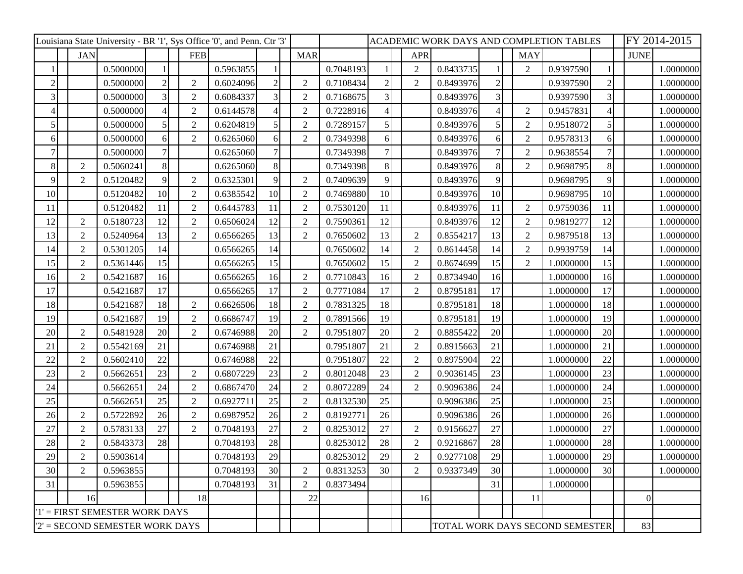| | | | | | | | | | | | | | | | | | | | | | | | |
|---|---|---|---|---|---|---|---|---|---|---|---|---|---|---|---|---|---|---|---|---|---|---|---|
| Louisiana State University - BR '1', Sys Office '0', and Penn. Ctr '3' | | | | | | | | | | | | ACADEMIC WORK DAYS AND COMPLETION TABLES | | | | | | | | FY 2014-2015 | | | |
| | | JAN | | | | FEB | | | | MAR | | | | APR | | | | MAY | | | | JUNE | |
| 1 | | | 0.5000000 | 1 | | | 0.5963855 | 1 | | | 0.7048193 | 1 | | 2 | 0.8433735 | 1 | | 2 | 0.9397590 | 1 | | | 1.0000000 |
| 2 | | | 0.5000000 | 2 | | 2 | 0.6024096 | 2 | | 2 | 0.7108434 | 2 | | 2 | 0.8493976 | 2 | | | 0.9397590 | 2 | | | 1.0000000 |
| 3 | | | 0.5000000 | 3 | | 2 | 0.6084337 | 3 | | 2 | 0.7168675 | 3 | | | 0.8493976 | 3 | | | 0.9397590 | 3 | | | 1.0000000 |
| 4 | | | 0.5000000 | 4 | | 2 | 0.6144578 | 4 | | 2 | 0.7228916 | 4 | | | 0.8493976 | 4 | | 2 | 0.9457831 | 4 | | | 1.0000000 |
| 5 | | | 0.5000000 | 5 | | 2 | 0.6204819 | 5 | | 2 | 0.7289157 | 5 | | | 0.8493976 | 5 | | 2 | 0.9518072 | 5 | | | 1.0000000 |
| 6 | | | 0.5000000 | 6 | | 2 | 0.6265060 | 6 | | 2 | 0.7349398 | 6 | | | 0.8493976 | 6 | | 2 | 0.9578313 | 6 | | | 1.0000000 |
| 7 | | | 0.5000000 | 7 | | | 0.6265060 | 7 | | | 0.7349398 | 7 | | | 0.8493976 | 7 | | 2 | 0.9638554 | 7 | | | 1.0000000 |
| 8 | | 2 | 0.5060241 | 8 | | | 0.6265060 | 8 | | | 0.7349398 | 8 | | | 0.8493976 | 8 | | 2 | 0.9698795 | 8 | | | 1.0000000 |
| 9 | | 2 | 0.5120482 | 9 | | 2 | 0.6325301 | 9 | | 2 | 0.7409639 | 9 | | | 0.8493976 | 9 | | | 0.9698795 | 9 | | | 1.0000000 |
| 10 | | | 0.5120482 | 10 | | 2 | 0.6385542 | 10 | | 2 | 0.7469880 | 10 | | | 0.8493976 | 10 | | | 0.9698795 | 10 | | | 1.0000000 |
| 11 | | | 0.5120482 | 11 | | 2 | 0.6445783 | 11 | | 2 | 0.7530120 | 11 | | | 0.8493976 | 11 | | 2 | 0.9759036 | 11 | | | 1.0000000 |
| 12 | | 2 | 0.5180723 | 12 | | 2 | 0.6506024 | 12 | | 2 | 0.7590361 | 12 | | | 0.8493976 | 12 | | 2 | 0.9819277 | 12 | | | 1.0000000 |
| 13 | | 2 | 0.5240964 | 13 | | 2 | 0.6566265 | 13 | | 2 | 0.7650602 | 13 | | 2 | 0.8554217 | 13 | | 2 | 0.9879518 | 13 | | | 1.0000000 |
| 14 | | 2 | 0.5301205 | 14 | | | 0.6566265 | 14 | | | 0.7650602 | 14 | | 2 | 0.8614458 | 14 | | 2 | 0.9939759 | 14 | | | 1.0000000 |
| 15 | | 2 | 0.5361446 | 15 | | | 0.6566265 | 15 | | | 0.7650602 | 15 | | 2 | 0.8674699 | 15 | | 2 | 1.0000000 | 15 | | | 1.0000000 |
| 16 | | 2 | 0.5421687 | 16 | | | 0.6566265 | 16 | | 2 | 0.7710843 | 16 | | 2 | 0.8734940 | 16 | | | 1.0000000 | 16 | | | 1.0000000 |
| 17 | | | 0.5421687 | 17 | | | 0.6566265 | 17 | | 2 | 0.7771084 | 17 | | 2 | 0.8795181 | 17 | | | 1.0000000 | 17 | | | 1.0000000 |
| 18 | | | 0.5421687 | 18 | | 2 | 0.6626506 | 18 | | 2 | 0.7831325 | 18 | | | 0.8795181 | 18 | | | 1.0000000 | 18 | | | 1.0000000 |
| 19 | | | 0.5421687 | 19 | | 2 | 0.6686747 | 19 | | 2 | 0.7891566 | 19 | | | 0.8795181 | 19 | | | 1.0000000 | 19 | | | 1.0000000 |
| 20 | | 2 | 0.5481928 | 20 | | 2 | 0.6746988 | 20 | | 2 | 0.7951807 | 20 | | 2 | 0.8855422 | 20 | | | 1.0000000 | 20 | | | 1.0000000 |
| 21 | | 2 | 0.5542169 | 21 | | | 0.6746988 | 21 | | | 0.7951807 | 21 | | 2 | 0.8915663 | 21 | | | 1.0000000 | 21 | | | 1.0000000 |
| 22 | | 2 | 0.5602410 | 22 | | | 0.6746988 | 22 | | | 0.7951807 | 22 | | 2 | 0.8975904 | 22 | | | 1.0000000 | 22 | | | 1.0000000 |
| 23 | | 2 | 0.5662651 | 23 | | 2 | 0.6807229 | 23 | | 2 | 0.8012048 | 23 | | 2 | 0.9036145 | 23 | | | 1.0000000 | 23 | | | 1.0000000 |
| 24 | | | 0.5662651 | 24 | | 2 | 0.6867470 | 24 | | 2 | 0.8072289 | 24 | | 2 | 0.9096386 | 24 | | | 1.0000000 | 24 | | | 1.0000000 |
| 25 | | | 0.5662651 | 25 | | 2 | 0.6927711 | 25 | | 2 | 0.8132530 | 25 | | | 0.9096386 | 25 | | | 1.0000000 | 25 | | | 1.0000000 |
| 26 | | 2 | 0.5722892 | 26 | | 2 | 0.6987952 | 26 | | 2 | 0.8192771 | 26 | | | 0.9096386 | 26 | | | 1.0000000 | 26 | | | 1.0000000 |
| 27 | | 2 | 0.5783133 | 27 | | 2 | 0.7048193 | 27 | | 2 | 0.8253012 | 27 | | 2 | 0.9156627 | 27 | | | 1.0000000 | 27 | | | 1.0000000 |
| 28 | | 2 | 0.5843373 | 28 | | | 0.7048193 | 28 | | | 0.8253012 | 28 | | 2 | 0.9216867 | 28 | | | 1.0000000 | 28 | | | 1.0000000 |
| 29 | | 2 | 0.5903614 | | | | 0.7048193 | 29 | | | 0.8253012 | 29 | | 2 | 0.9277108 | 29 | | | 1.0000000 | 29 | | | 1.0000000 |
| 30 | | 2 | 0.5963855 | | | | 0.7048193 | 30 | | 2 | 0.8313253 | 30 | | 2 | 0.9337349 | 30 | | | 1.0000000 | 30 | | | 1.0000000 |
| 31 | | | 0.5963855 | | | | 0.7048193 | 31 | | 2 | 0.8373494 | | | | | 31 | | | 1.0000000 | | | | |
| | | 16 | | | | 18 | | | | 22 | | | | 16 | | | | 11 | | | | 0 | |
| '1' = FIRST SEMESTER WORK DAYS | | | | | | | | | | | | | | | | | | | | | | | |
| '2' = SECOND SEMESTER WORK DAYS | | | | | | | | | | | | | | | TOTAL WORK DAYS SECOND SEMESTER | | | | | | | 83 | |